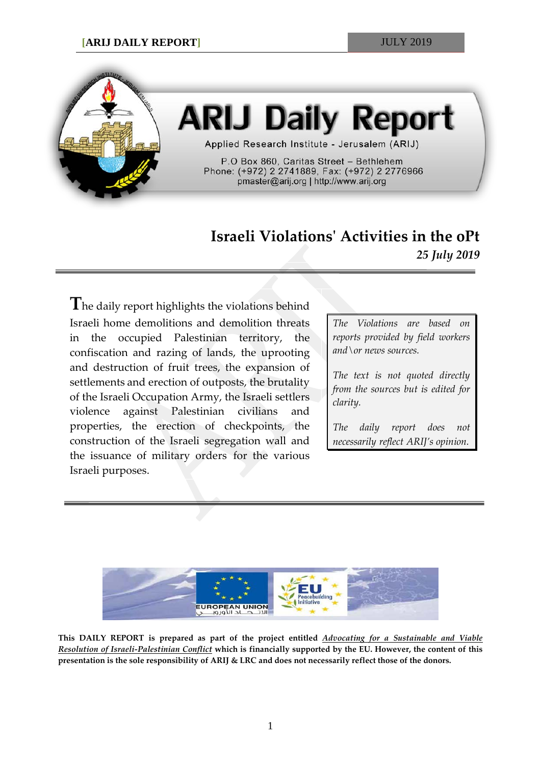# ARIJ Daily Report

Applied Research Institute - Jerusalem (ARIJ)

P.O Box 860, Caritas Street – Bethlehem
Phone: (+972) 2 2741889, Fax: (+972) 2 2776966
pmaster@arij.org | http://www.arij.org

## Israeli Violations' Activities in the oPt

*25 July 2019*

The daily report highlights the violations behind Israeli home demolitions and demolition threats in the occupied Palestinian territory, the confiscation and razing of lands, the uprooting and destruction of fruit trees, the expansion of settlements and erection of outposts, the brutality of the Israeli Occupation Army, the Israeli settlers violence against Palestinian civilians and properties, the erection of checkpoints, the construction of the Israeli segregation wall and the issuance of military orders for the various Israeli purposes.

*The Violations are based on reports provided by field workers and\or news sources.*

*The text is not quoted directly from the sources but is edited for clarity.*

*The daily report does not necessarily reflect ARIJ's opinion.*

**This DAILY REPORT is prepared as part of the project entitled *Advocating for a Sustainable and Viable Resolution of Israeli-Palestinian Conflict* which is financially supported by the EU. However, the content of this presentation is the sole responsibility of ARIJ & LRC and does not necessarily reflect those of the donors.**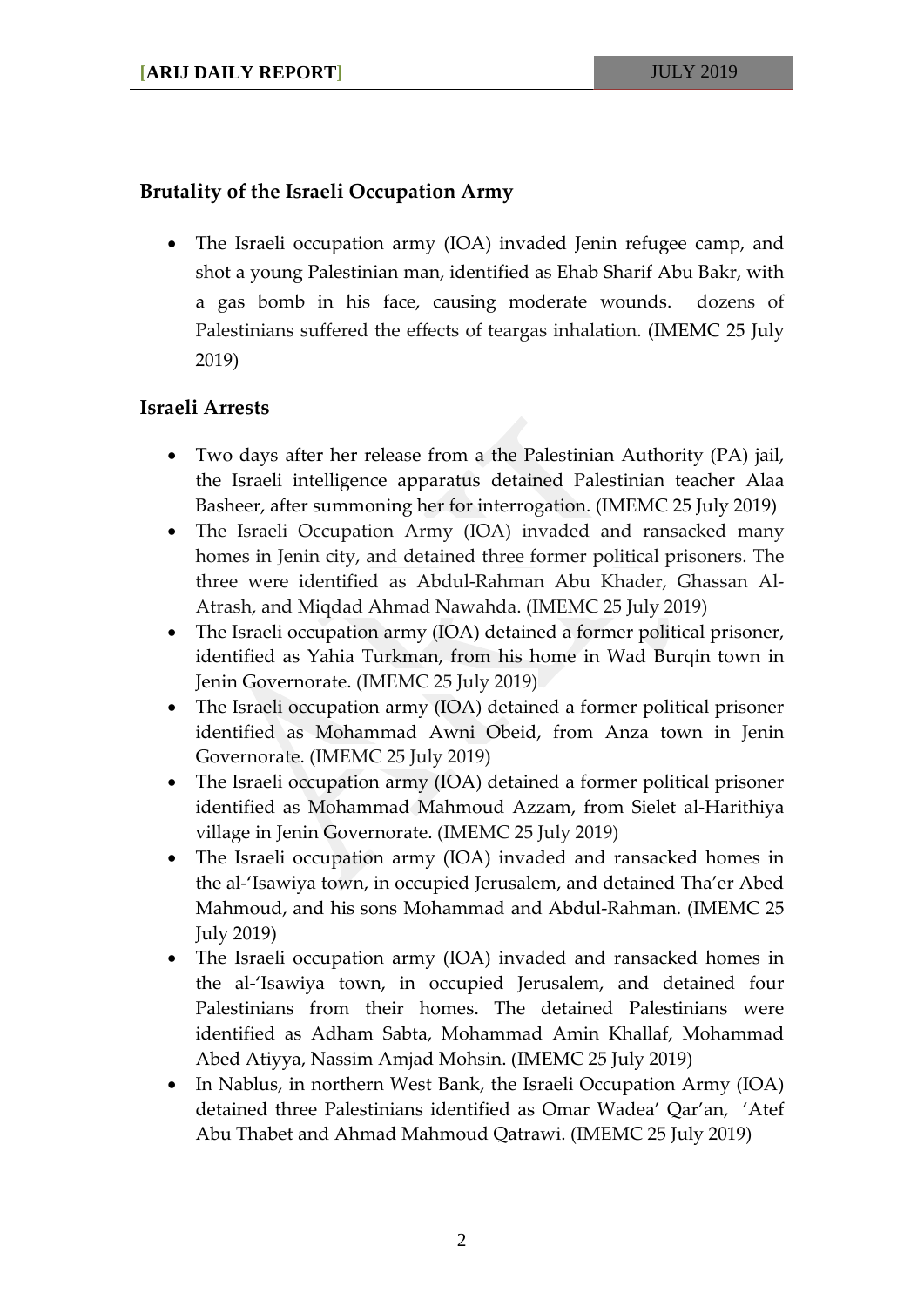## Brutality of the Israeli Occupation Army

- The Israeli occupation army (IOA) invaded Jenin refugee camp, and shot a young Palestinian man, identified as Ehab Sharif Abu Bakr, with a gas bomb in his face, causing moderate wounds. dozens of Palestinians suffered the effects of teargas inhalation. (IMEMC 25 July 2019)

## Israeli Arrests

- Two days after her release from a the Palestinian Authority (PA) jail, the Israeli intelligence apparatus detained Palestinian teacher Alaa Basheer, after summoning her for interrogation. (IMEMC 25 July 2019)
- The Israeli Occupation Army (IOA) invaded and ransacked many homes in Jenin city, and detained three former political prisoners. The three were identified as Abdul-Rahman Abu Khader, Ghassan Al-Atrash, and Miqdad Ahmad Nawahda. (IMEMC 25 July 2019)
- The Israeli occupation army (IOA) detained a former political prisoner, identified as Yahia Turkman, from his home in Wad Burqin town in Jenin Governorate. (IMEMC 25 July 2019)
- The Israeli occupation army (IOA) detained a former political prisoner identified as Mohammad Awni Obeid, from Anza town in Jenin Governorate. (IMEMC 25 July 2019)
- The Israeli occupation army (IOA) detained a former political prisoner identified as Mohammad Mahmoud Azzam, from Sielet al-Harithiya village in Jenin Governorate. (IMEMC 25 July 2019)
- The Israeli occupation army (IOA) invaded and ransacked homes in the al-'Isawiya town, in occupied Jerusalem, and detained Tha'er Abed Mahmoud, and his sons Mohammad and Abdul-Rahman. (IMEMC 25 July 2019)
- The Israeli occupation army (IOA) invaded and ransacked homes in the al-'Isawiya town, in occupied Jerusalem, and detained four Palestinians from their homes. The detained Palestinians were identified as Adham Sabta, Mohammad Amin Khallaf, Mohammad Abed Atiyya, Nassim Amjad Mohsin. (IMEMC 25 July 2019)
- In Nablus, in northern West Bank, the Israeli Occupation Army (IOA) detained three Palestinians identified as Omar Wadea' Qar'an, 'Atef Abu Thabet and Ahmad Mahmoud Qatrawi. (IMEMC 25 July 2019)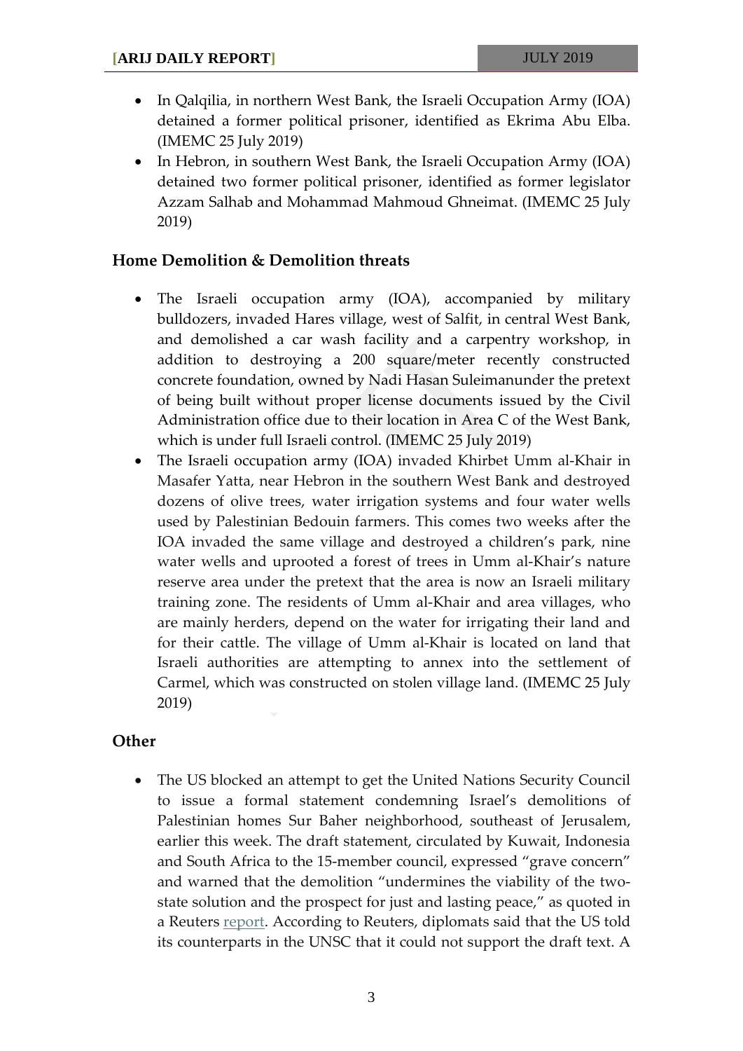- In Qalqilia, in northern West Bank, the Israeli Occupation Army (IOA) detained a former political prisoner, identified as Ekrima Abu Elba. (IMEMC 25 July 2019)
- In Hebron, in southern West Bank, the Israeli Occupation Army (IOA) detained two former political prisoner, identified as former legislator Azzam Salhab and Mohammad Mahmoud Ghneimat. (IMEMC 25 July 2019)

## Home Demolition & Demolition threats

- The Israeli occupation army (IOA), accompanied by military bulldozers, invaded Hares village, west of Salfit, in central West Bank, and demolished a car wash facility and a carpentry workshop, in addition to destroying a 200 square/meter recently constructed concrete foundation, owned by Nadi Hasan Suleimanunder the pretext of being built without proper license documents issued by the Civil Administration office due to their location in Area C of the West Bank, which is under full Israeli control. (IMEMC 25 July 2019)
- The Israeli occupation army (IOA) invaded Khirbet Umm al-Khair in Masafer Yatta, near Hebron in the southern West Bank and destroyed dozens of olive trees, water irrigation systems and four water wells used by Palestinian Bedouin farmers. This comes two weeks after the IOA invaded the same village and destroyed a children's park, nine water wells and uprooted a forest of trees in Umm al-Khair's nature reserve area under the pretext that the area is now an Israeli military training zone. The residents of Umm al-Khair and area villages, who are mainly herders, depend on the water for irrigating their land and for their cattle. The village of Umm al-Khair is located on land that Israeli authorities are attempting to annex into the settlement of Carmel, which was constructed on stolen village land. (IMEMC 25 July 2019)

## Other

- The US blocked an attempt to get the United Nations Security Council to issue a formal statement condemning Israel's demolitions of Palestinian homes Sur Baher neighborhood, southeast of Jerusalem, earlier this week. The draft statement, circulated by Kuwait, Indonesia and South Africa to the 15-member council, expressed "grave concern" and warned that the demolition "undermines the viability of the two-state solution and the prospect for just and lasting peace," as quoted in a Reuters report. According to Reuters, diplomats said that the US told its counterparts in the UNSC that it could not support the draft text. A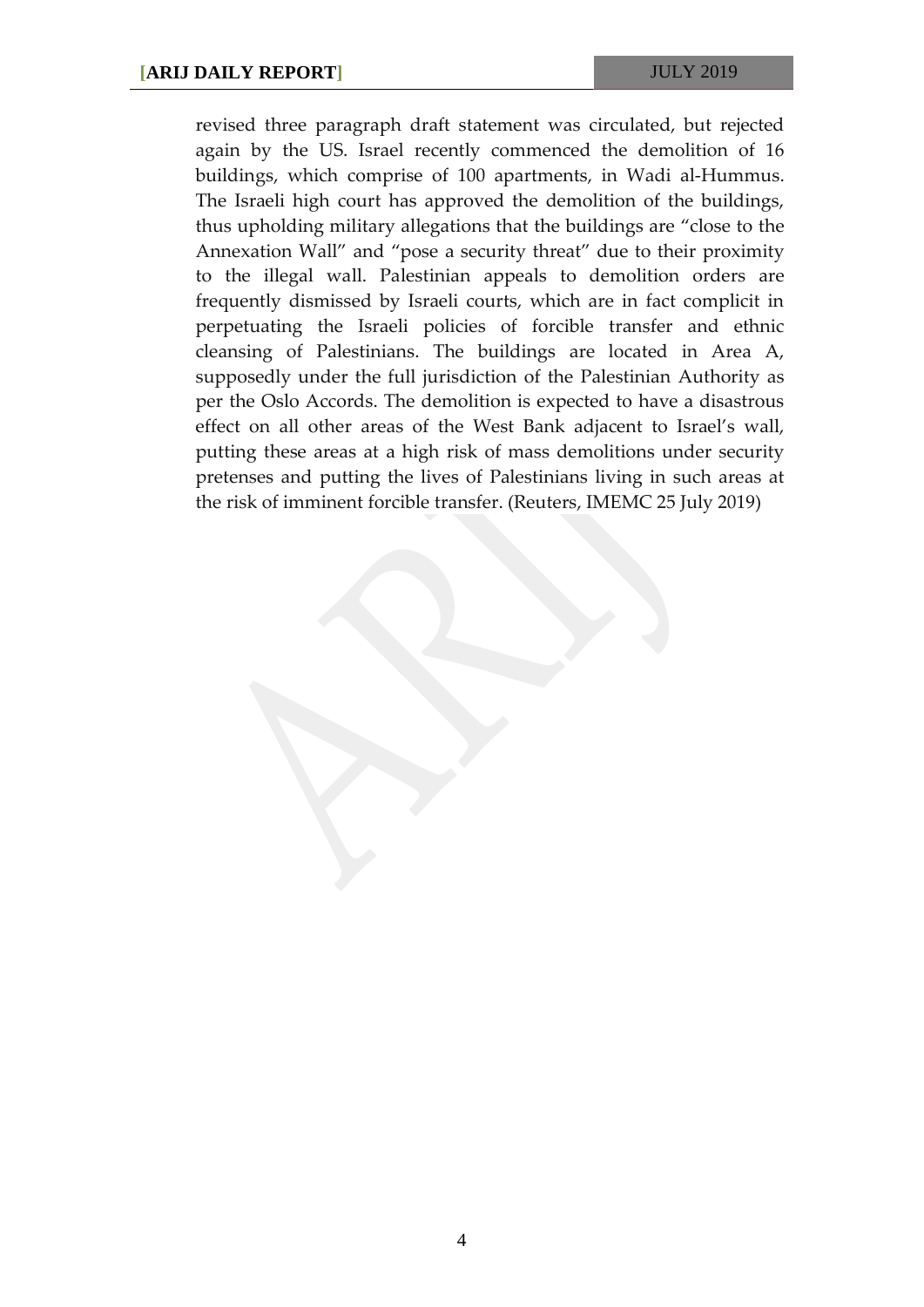revised three paragraph draft statement was circulated, but rejected again by the US. Israel recently commenced the demolition of 16 buildings, which comprise of 100 apartments, in Wadi al-Hummus. The Israeli high court has approved the demolition of the buildings, thus upholding military allegations that the buildings are "close to the Annexation Wall" and "pose a security threat" due to their proximity to the illegal wall. Palestinian appeals to demolition orders are frequently dismissed by Israeli courts, which are in fact complicit in perpetuating the Israeli policies of forcible transfer and ethnic cleansing of Palestinians. The buildings are located in Area A, supposedly under the full jurisdiction of the Palestinian Authority as per the Oslo Accords. The demolition is expected to have a disastrous effect on all other areas of the West Bank adjacent to Israel's wall, putting these areas at a high risk of mass demolitions under security pretenses and putting the lives of Palestinians living in such areas at the risk of imminent forcible transfer. (Reuters, IMEMC 25 July 2019)